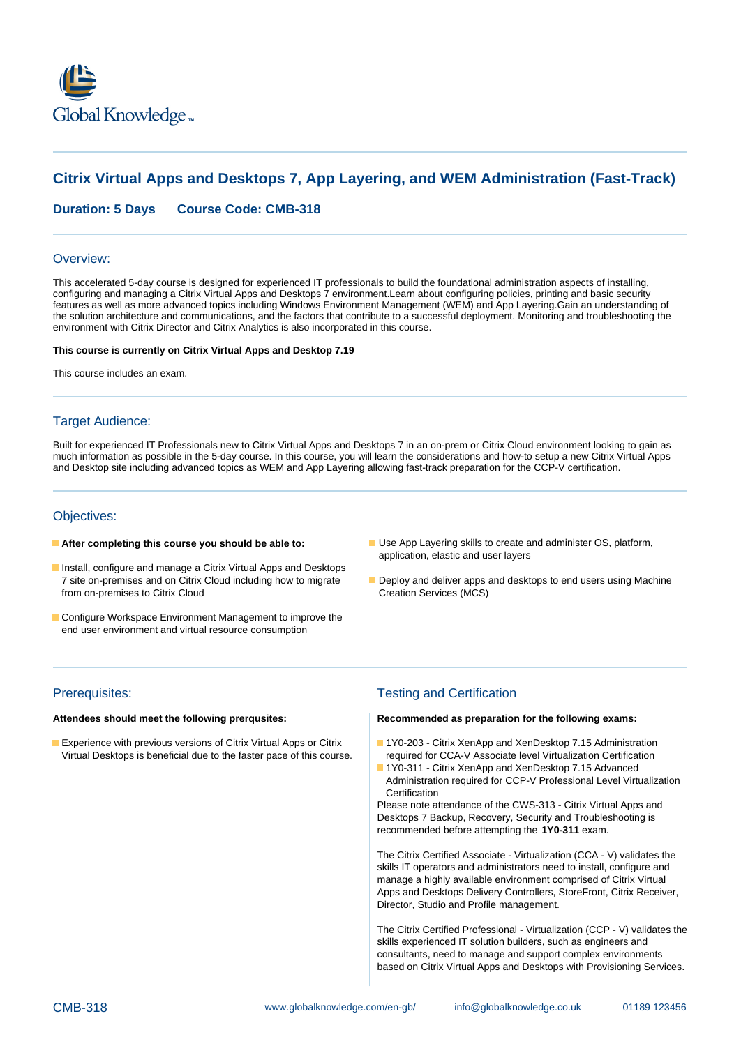# Citrix Virtual Apps and Desktops 7, App Layering, and WEM Administration (Fast-Track)

**Duration: 5 Days    Course Code: CMB-318**

## Overview:

This accelerated 5-day course is designed for experienced IT professionals to build the foundational administration aspects of installing, configuring and managing a Citrix Virtual Apps and Desktops 7 environment.Learn about configuring policies, printing and basic security features as well as more advanced topics including Windows Environment Management (WEM) and App Layering.Gain an understanding of the solution architecture and communications, and the factors that contribute to a successful deployment. Monitoring and troubleshooting the environment with Citrix Director and Citrix Analytics is also incorporated in this course.

**This course is currently on Citrix Virtual Apps and Desktop 7.19**

This course includes an exam.

## Target Audience:

Built for experienced IT Professionals new to Citrix Virtual Apps and Desktops 7 in an on-prem or Citrix Cloud environment looking to gain as much information as possible in the 5-day course. In this course, you will learn the considerations and how-to setup a new Citrix Virtual Apps and Desktop site including advanced topics as WEM and App Layering allowing fast-track preparation for the CCP-V certification.

## Objectives:

- **After completing this course you should be able to:**
- Install, configure and manage a Citrix Virtual Apps and Desktops 7 site on-premises and on Citrix Cloud including how to migrate from on-premises to Citrix Cloud
- Configure Workspace Environment Management to improve the end user environment and virtual resource consumption
- Use App Layering skills to create and administer OS, platform, application, elastic and user layers
- Deploy and deliver apps and desktops to end users using Machine Creation Services (MCS)

## Prerequisites:

**Attendees should meet the following prerqusites:**

- Experience with previous versions of Citrix Virtual Apps or Citrix Virtual Desktops is beneficial due to the faster pace of this course.

## Testing and Certification

**Recommended as preparation for the following exams:**

- 1Y0-203 - Citrix XenApp and XenDesktop 7.15 Administration required for CCA-V Associate level Virtualization Certification
- 1Y0-311 - Citrix XenApp and XenDesktop 7.15 Advanced Administration required for CCP-V Professional Level Virtualization Certification

Please note attendance of the CWS-313 - Citrix Virtual Apps and Desktops 7 Backup, Recovery, Security and Troubleshooting is recommended before attempting the **1Y0-311** exam.

The Citrix Certified Associate - Virtualization (CCA - V) validates the skills IT operators and administrators need to install, configure and manage a highly available environment comprised of Citrix Virtual Apps and Desktops Delivery Controllers, StoreFront, Citrix Receiver, Director, Studio and Profile management.

The Citrix Certified Professional - Virtualization (CCP - V) validates the skills experienced IT solution builders, such as engineers and consultants, need to manage and support complex environments based on Citrix Virtual Apps and Desktops with Provisioning Services.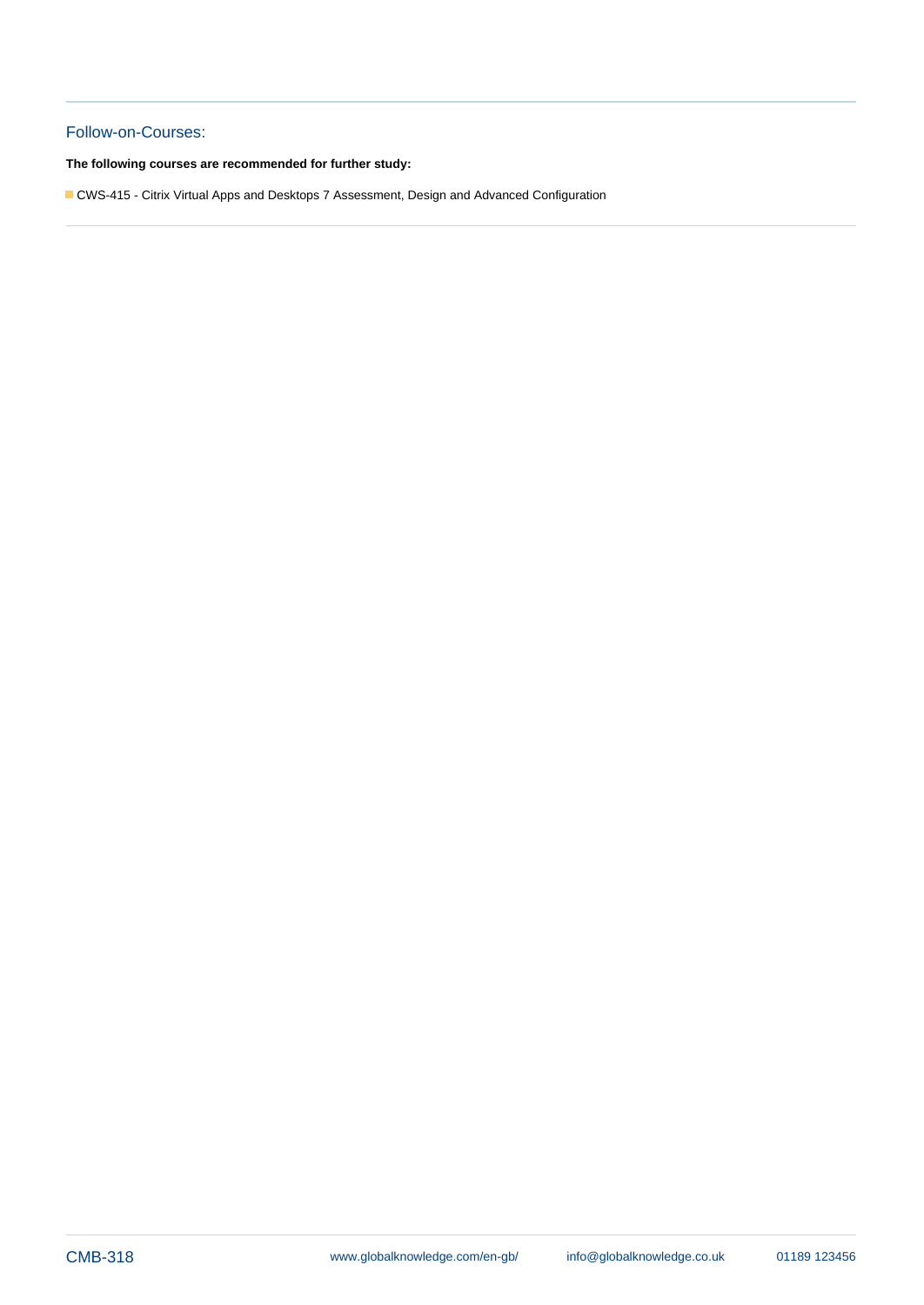## Follow-on-Courses:

**The following courses are recommended for further study:**

- CWS-415 - Citrix Virtual Apps and Desktops 7 Assessment, Design and Advanced Configuration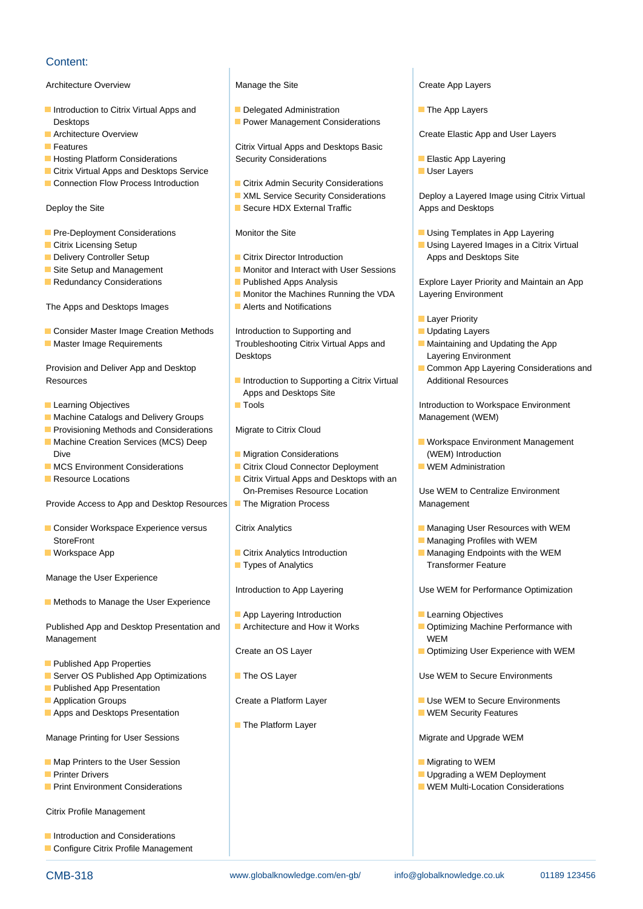## Content:

### Architecture Overview

- Introduction to Citrix Virtual Apps and Desktops
- Architecture Overview
- Features
- Hosting Platform Considerations
- Citrix Virtual Apps and Desktops Service
- Connection Flow Process Introduction

### Deploy the Site

- Pre-Deployment Considerations
- Citrix Licensing Setup
- Delivery Controller Setup
- Site Setup and Management
- Redundancy Considerations

### The Apps and Desktops Images

- Consider Master Image Creation Methods
- Master Image Requirements

### Provision and Deliver App and Desktop Resources

- Learning Objectives
- Machine Catalogs and Delivery Groups
- Provisioning Methods and Considerations
- Machine Creation Services (MCS) Deep Dive
- MCS Environment Considerations
- Resource Locations

### Provide Access to App and Desktop Resources

- Consider Workspace Experience versus StoreFront
- Workspace App

### Manage the User Experience

- Methods to Manage the User Experience

### Published App and Desktop Presentation and Management

- Published App Properties
- Server OS Published App Optimizations
- Published App Presentation
- Application Groups
- Apps and Desktops Presentation

### Manage Printing for User Sessions

- Map Printers to the User Session
- Printer Drivers
- Print Environment Considerations

### Citrix Profile Management

- Introduction and Considerations
- Configure Citrix Profile Management

### Manage the Site

- Delegated Administration
- Power Management Considerations

### Citrix Virtual Apps and Desktops Basic Security Considerations

- Citrix Admin Security Considerations
- XML Service Security Considerations
- Secure HDX External Traffic

### Monitor the Site

- Citrix Director Introduction
- Monitor and Interact with User Sessions
- Published Apps Analysis
- Monitor the Machines Running the VDA
- Alerts and Notifications

### Introduction to Supporting and Troubleshooting Citrix Virtual Apps and Desktops

- Introduction to Supporting a Citrix Virtual Apps and Desktops Site
- Tools

### Migrate to Citrix Cloud

- Migration Considerations
- Citrix Cloud Connector Deployment
- Citrix Virtual Apps and Desktops with an On-Premises Resource Location
- The Migration Process

### Citrix Analytics

- Citrix Analytics Introduction
- Types of Analytics

### Introduction to App Layering

- App Layering Introduction
- Architecture and How it Works

### Create an OS Layer

- The OS Layer

### Create a Platform Layer

- The Platform Layer

### Create App Layers

- The App Layers

### Create Elastic App and User Layers

- Elastic App Layering
- User Layers

### Deploy a Layered Image using Citrix Virtual Apps and Desktops

- Using Templates in App Layering
- Using Layered Images in a Citrix Virtual Apps and Desktops Site

### Explore Layer Priority and Maintain an App Layering Environment

- Layer Priority
- Updating Layers
- Maintaining and Updating the App Layering Environment
- Common App Layering Considerations and Additional Resources

### Introduction to Workspace Environment Management (WEM)

- Workspace Environment Management (WEM) Introduction
- WEM Administration

### Use WEM to Centralize Environment Management

- Managing User Resources with WEM
- Managing Profiles with WEM
- Managing Endpoints with the WEM Transformer Feature

### Use WEM for Performance Optimization

- Learning Objectives
- Optimizing Machine Performance with WEM
- Optimizing User Experience with WEM

### Use WEM to Secure Environments

- Use WEM to Secure Environments
- WEM Security Features

### Migrate and Upgrade WEM

- Migrating to WEM
- Upgrading a WEM Deployment
- WEM Multi-Location Considerations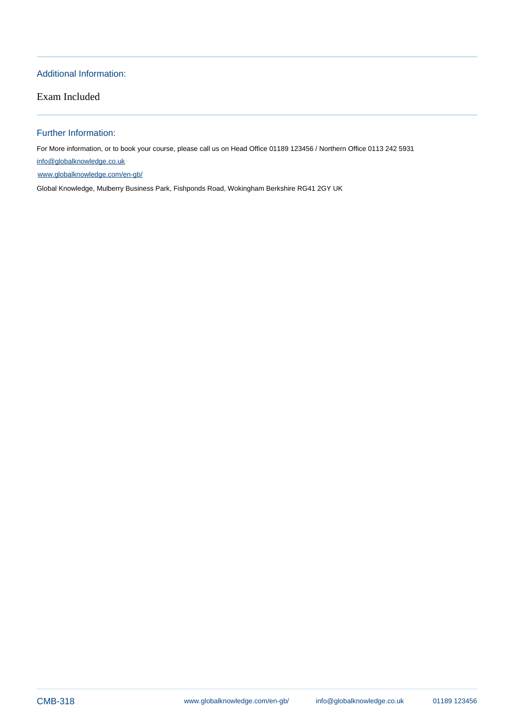## Additional Information:

Exam Included

## Further Information:

For More information, or to book your course, please call us on Head Office 01189 123456 / Northern Office 0113 242 5931

info@globalknowledge.co.uk

www.globalknowledge.com/en-gb/

Global Knowledge, Mulberry Business Park, Fishponds Road, Wokingham Berkshire RG41 2GY UK